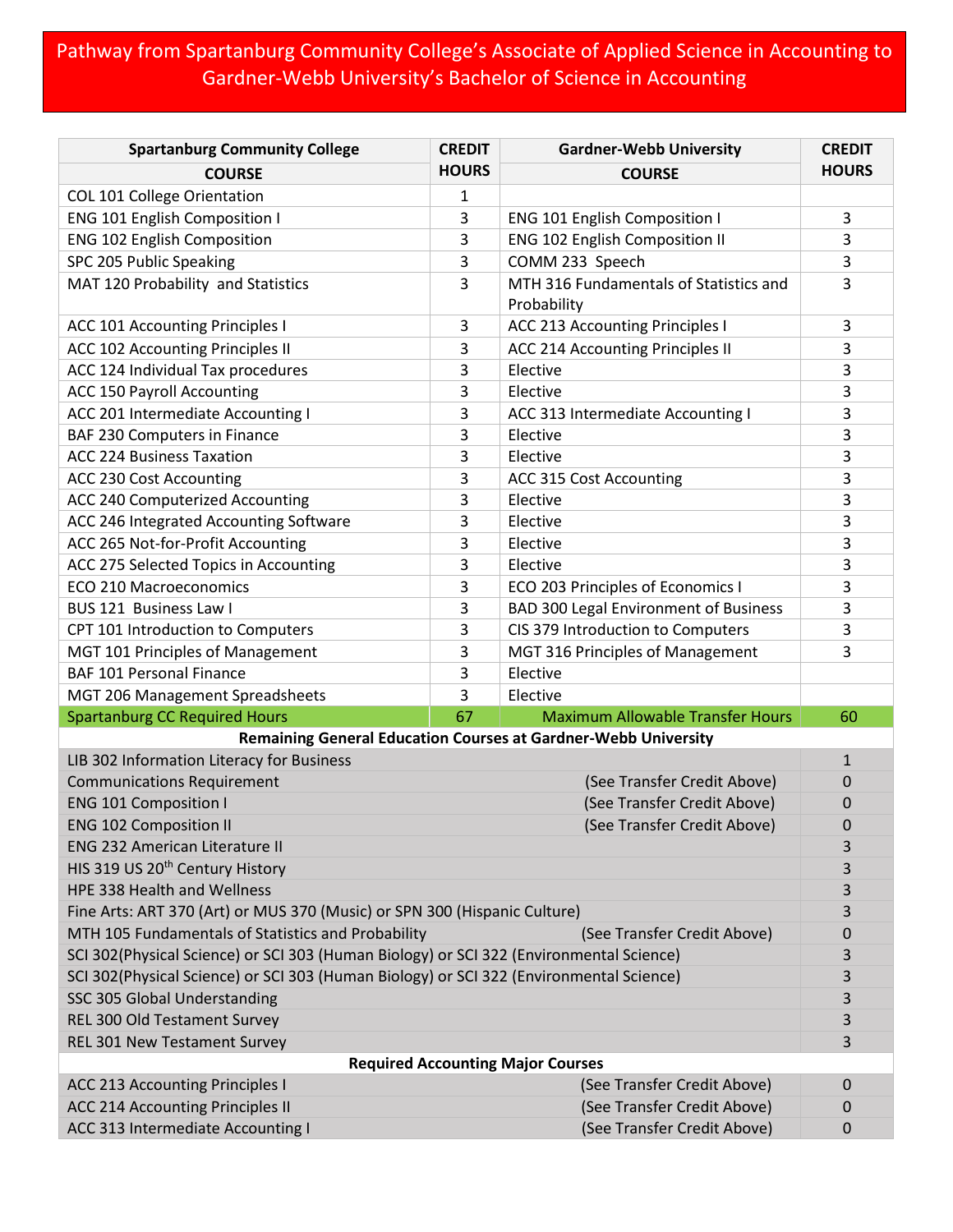# Pathway from Spartanburg Community College's Associate of Applied Science in Accounting to Gardner-Webb University's Bachelor of Science in Accounting

| Spartanburg Community College COURSE | CREDIT HOURS | Gardner-Webb University COURSE | CREDIT HOURS |
|---|---|---|---|
| COL 101 College Orientation | 1 | | |
| ENG 101 English Composition I | 3 | ENG 101 English Composition I | 3 |
| ENG 102 English Composition | 3 | ENG 102 English Composition II | 3 |
| SPC 205 Public Speaking | 3 | COMM 233 Speech | 3 |
| MAT 120 Probability and Statistics | 3 | MTH 316 Fundamentals of Statistics and Probability | 3 |
| ACC 101 Accounting Principles I | 3 | ACC 213 Accounting Principles I | 3 |
| ACC 102 Accounting Principles II | 3 | ACC 214 Accounting Principles II | 3 |
| ACC 124 Individual Tax procedures | 3 | Elective | 3 |
| ACC 150 Payroll Accounting | 3 | Elective | 3 |
| ACC 201 Intermediate Accounting I | 3 | ACC 313 Intermediate Accounting I | 3 |
| BAF 230 Computers in Finance | 3 | Elective | 3 |
| ACC 224 Business Taxation | 3 | Elective | 3 |
| ACC 230 Cost Accounting | 3 | ACC 315 Cost Accounting | 3 |
| ACC 240 Computerized Accounting | 3 | Elective | 3 |
| ACC 246 Integrated Accounting Software | 3 | Elective | 3 |
| ACC 265 Not-for-Profit Accounting | 3 | Elective | 3 |
| ACC 275 Selected Topics in Accounting | 3 | Elective | 3 |
| ECO 210 Macroeconomics | 3 | ECO 203 Principles of Economics I | 3 |
| BUS 121 Business Law I | 3 | BAD 300 Legal Environment of Business | 3 |
| CPT 101 Introduction to Computers | 3 | CIS 379 Introduction to Computers | 3 |
| MGT 101 Principles of Management | 3 | MGT 316 Principles of Management | 3 |
| BAF 101 Personal Finance | 3 | Elective | |
| MGT 206 Management Spreadsheets | 3 | Elective | |
| Spartanburg CC Required Hours | 67 | Maximum Allowable Transfer Hours | 60 |
| **Remaining General Education Courses at Gardner-Webb University** | | | |
| LIB 302 Information Literacy for Business | | | 1 |
| Communications Requirement | | (See Transfer Credit Above) | 0 |
| ENG 101 Composition I | | (See Transfer Credit Above) | 0 |
| ENG 102 Composition II | | (See Transfer Credit Above) | 0 |
| ENG 232 American Literature II | | | 3 |
| HIS 319 US 20th Century History | | | 3 |
| HPE 338 Health and Wellness | | | 3 |
| Fine Arts: ART 370 (Art) or MUS 370 (Music) or SPN 300 (Hispanic Culture) | | | 3 |
| MTH 105 Fundamentals of Statistics and Probability | | (See Transfer Credit Above) | 0 |
| SCI 302(Physical Science) or SCI 303 (Human Biology) or SCI 322 (Environmental Science) | | | 3 |
| SCI 302(Physical Science) or SCI 303 (Human Biology) or SCI 322 (Environmental Science) | | | 3 |
| SSC 305 Global Understanding | | | 3 |
| REL 300 Old Testament Survey | | | 3 |
| REL 301 New Testament Survey | | | 3 |
| **Required Accounting Major Courses** | | | |
| ACC 213 Accounting Principles I | | (See Transfer Credit Above) | 0 |
| ACC 214 Accounting Principles II | | (See Transfer Credit Above) | 0 |
| ACC 313 Intermediate Accounting I | | (See Transfer Credit Above) | 0 |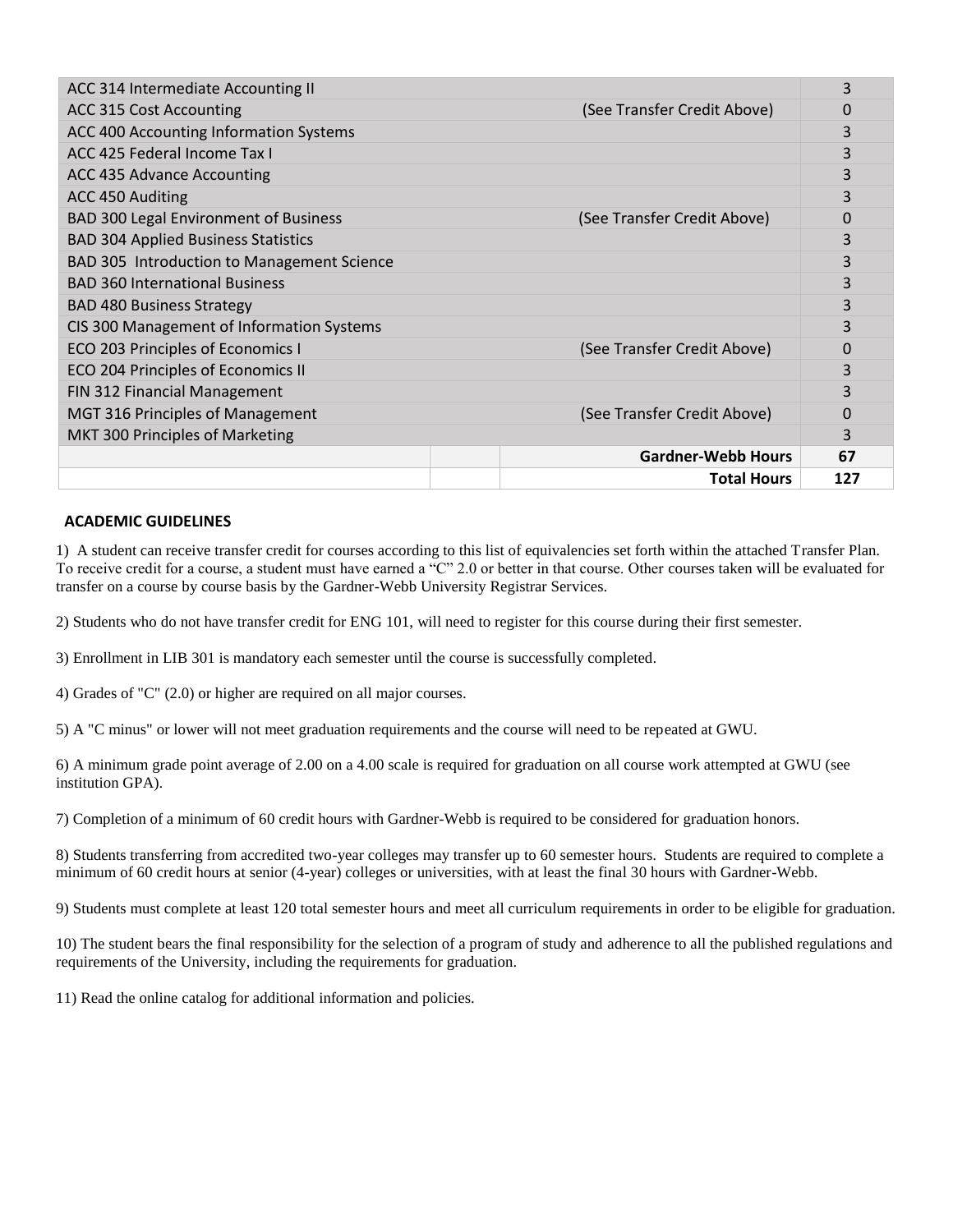| | | | |
|---|---|---|---|
| ACC 314 Intermediate Accounting II | | | 3 |
| ACC 315 Cost Accounting | | (See Transfer Credit Above) | 0 |
| ACC 400 Accounting Information Systems | | | 3 |
| ACC 425 Federal Income Tax I | | | 3 |
| ACC 435 Advance Accounting | | | 3 |
| ACC 450 Auditing | | | 3 |
| BAD 300 Legal Environment of Business | | (See Transfer Credit Above) | 0 |
| BAD 304 Applied Business Statistics | | | 3 |
| BAD 305 Introduction to Management Science | | | 3 |
| BAD 360 International Business | | | 3 |
| BAD 480 Business Strategy | | | 3 |
| CIS 300 Management of Information Systems | | | 3 |
| ECO 203 Principles of Economics I | | (See Transfer Credit Above) | 0 |
| ECO 204 Principles of Economics II | | | 3 |
| FIN 312 Financial Management | | | 3 |
| MGT 316 Principles of Management | | (See Transfer Credit Above) | 0 |
| MKT 300 Principles of Marketing | | | 3 |
| | | **Gardner-Webb Hours** | **67** |
| | | **Total Hours** | **127** |

**ACADEMIC GUIDELINES**

1) A student can receive transfer credit for courses according to this list of equivalencies set forth within the attached Transfer Plan. To receive credit for a course, a student must have earned a "C" 2.0 or better in that course. Other courses taken will be evaluated for transfer on a course by course basis by the Gardner-Webb University Registrar Services.

2) Students who do not have transfer credit for ENG 101, will need to register for this course during their first semester.

3) Enrollment in LIB 301 is mandatory each semester until the course is successfully completed.

4) Grades of "C" (2.0) or higher are required on all major courses.

5) A "C minus" or lower will not meet graduation requirements and the course will need to be repeated at GWU.

6) A minimum grade point average of 2.00 on a 4.00 scale is required for graduation on all course work attempted at GWU (see institution GPA).

7) Completion of a minimum of 60 credit hours with Gardner-Webb is required to be considered for graduation honors.

8) Students transferring from accredited two-year colleges may transfer up to 60 semester hours. Students are required to complete a minimum of 60 credit hours at senior (4-year) colleges or universities, with at least the final 30 hours with Gardner-Webb.

9) Students must complete at least 120 total semester hours and meet all curriculum requirements in order to be eligible for graduation.

10) The student bears the final responsibility for the selection of a program of study and adherence to all the published regulations and requirements of the University, including the requirements for graduation.

11) Read the online catalog for additional information and policies.